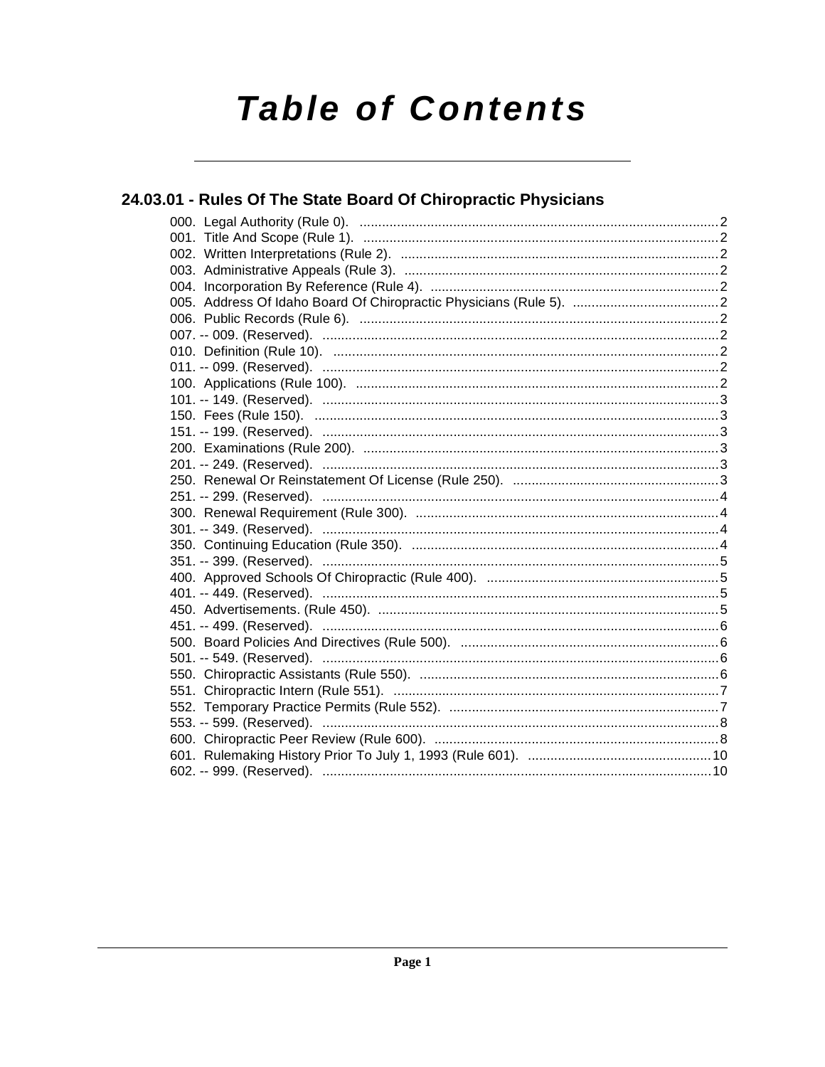# Table of Contents

## 24.03.01 - Rules Of The State Board Of Chiropractic Physicians

000. Legal Authority (Rule 0). ....................................................... 2
001. Title And Scope (Rule 1). ....................................................... 2
002. Written Interpretations (Rule 2). ....................................................... 2
003. Administrative Appeals (Rule 3). ....................................................... 2
004. Incorporation By Reference (Rule 4). ....................................................... 2
005. Address Of Idaho Board Of Chiropractic Physicians (Rule 5). ....................................................... 2
006. Public Records (Rule 6). ....................................................... 2
007. -- 009. (Reserved). ....................................................... 2
010. Definition (Rule 10). ....................................................... 2
011. -- 099. (Reserved). ....................................................... 2
100. Applications (Rule 100). ....................................................... 2
101. -- 149. (Reserved). ....................................................... 3
150. Fees (Rule 150). ....................................................... 3
151. -- 199. (Reserved). ....................................................... 3
200. Examinations (Rule 200). ....................................................... 3
201. -- 249. (Reserved). ....................................................... 3
250. Renewal Or Reinstatement Of License (Rule 250). ....................................................... 3
251. -- 299. (Reserved). ....................................................... 4
300. Renewal Requirement (Rule 300). ....................................................... 4
301. -- 349. (Reserved). ....................................................... 4
350. Continuing Education (Rule 350). ....................................................... 4
351. -- 399. (Reserved). ....................................................... 5
400. Approved Schools Of Chiropractic (Rule 400). ....................................................... 5
401. -- 449. (Reserved). ....................................................... 5
450. Advertisements. (Rule 450). ....................................................... 5
451. -- 499. (Reserved). ....................................................... 6
500. Board Policies And Directives (Rule 500). ....................................................... 6
501. -- 549. (Reserved). ....................................................... 6
550. Chiropractic Assistants (Rule 550). ....................................................... 6
551. Chiropractic Intern (Rule 551). ....................................................... 7
552. Temporary Practice Permits (Rule 552). ....................................................... 7
553. -- 599. (Reserved). ....................................................... 8
600. Chiropractic Peer Review (Rule 600). ....................................................... 8
601. Rulemaking History Prior To July 1, 1993 (Rule 601). ....................................................... 10
602. -- 999. (Reserved). ....................................................... 10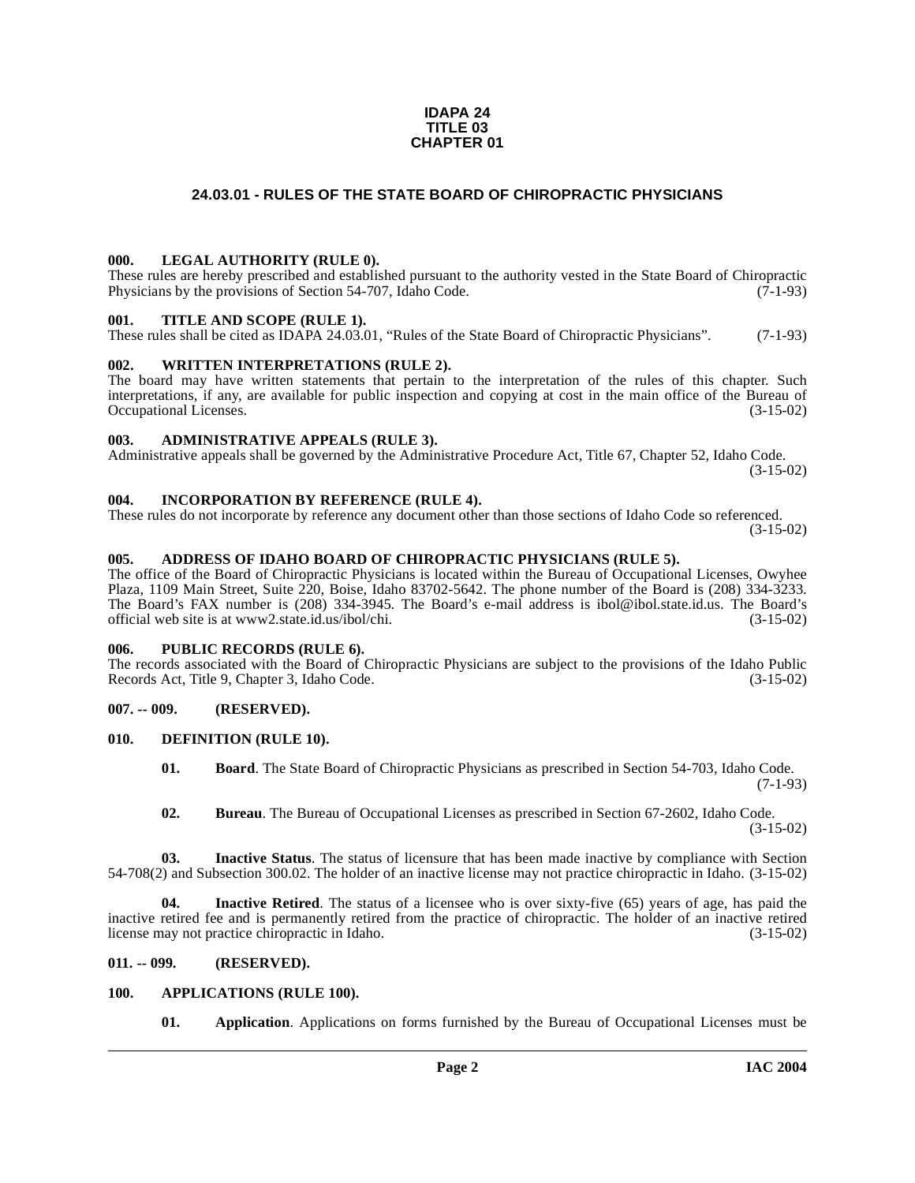**IDAPA 24**
**TITLE 03**
**CHAPTER 01**

## 24.03.01 - RULES OF THE STATE BOARD OF CHIROPRACTIC PHYSICIANS

### 000. LEGAL AUTHORITY (RULE 0).

These rules are hereby prescribed and established pursuant to the authority vested in the State Board of Chiropractic Physicians by the provisions of Section 54-707, Idaho Code. (7-1-93)

### 001. TITLE AND SCOPE (RULE 1).

These rules shall be cited as IDAPA 24.03.01, "Rules of the State Board of Chiropractic Physicians". (7-1-93)

### 002. WRITTEN INTERPRETATIONS (RULE 2).

The board may have written statements that pertain to the interpretation of the rules of this chapter. Such interpretations, if any, are available for public inspection and copying at cost in the main office of the Bureau of Occupational Licenses. (3-15-02)

### 003. ADMINISTRATIVE APPEALS (RULE 3).

Administrative appeals shall be governed by the Administrative Procedure Act, Title 67, Chapter 52, Idaho Code. (3-15-02)

### 004. INCORPORATION BY REFERENCE (RULE 4).

These rules do not incorporate by reference any document other than those sections of Idaho Code so referenced. (3-15-02)

### 005. ADDRESS OF IDAHO BOARD OF CHIROPRACTIC PHYSICIANS (RULE 5).

The office of the Board of Chiropractic Physicians is located within the Bureau of Occupational Licenses, Owyhee Plaza, 1109 Main Street, Suite 220, Boise, Idaho 83702-5642. The phone number of the Board is (208) 334-3233. The Board's FAX number is (208) 334-3945. The Board's e-mail address is ibol@ibol.state.id.us. The Board's official web site is at www2.state.id.us/ibol/chi. (3-15-02)

### 006. PUBLIC RECORDS (RULE 6).

The records associated with the Board of Chiropractic Physicians are subject to the provisions of the Idaho Public Records Act, Title 9, Chapter 3, Idaho Code. (3-15-02)

### 007. -- 009. (RESERVED).

### 010. DEFINITION (RULE 10).

**01. Board**. The State Board of Chiropractic Physicians as prescribed in Section 54-703, Idaho Code. (7-1-93)

**02. Bureau**. The Bureau of Occupational Licenses as prescribed in Section 67-2602, Idaho Code. (3-15-02)

**03. Inactive Status**. The status of licensure that has been made inactive by compliance with Section 54-708(2) and Subsection 300.02. The holder of an inactive license may not practice chiropractic in Idaho. (3-15-02)

**04. Inactive Retired**. The status of a licensee who is over sixty-five (65) years of age, has paid the inactive retired fee and is permanently retired from the practice of chiropractic. The holder of an inactive retired license may not practice chiropractic in Idaho. (3-15-02)

### 011. -- 099. (RESERVED).

### 100. APPLICATIONS (RULE 100).

**01. Application**. Applications on forms furnished by the Bureau of Occupational Licenses must be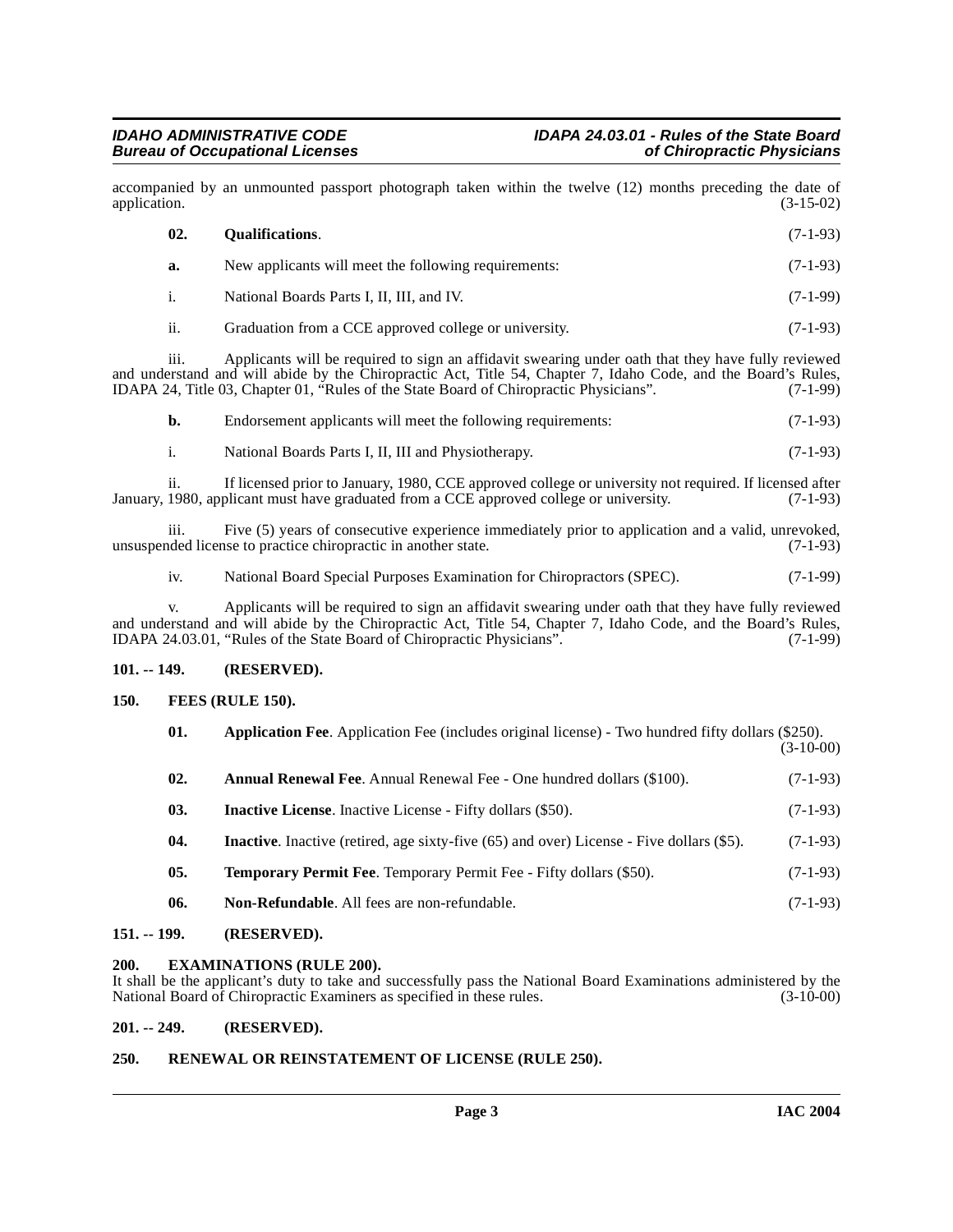accompanied by an unmounted passport photograph taken within the twelve (12) months preceding the date of application. (3-15-02)

**02. Qualifications**. (7-1-93)

**a.** New applicants will meet the following requirements: (7-1-93)

i. National Boards Parts I, II, III, and IV. (7-1-99)

ii. Graduation from a CCE approved college or university. (7-1-93)

iii. Applicants will be required to sign an affidavit swearing under oath that they have fully reviewed and understand and will abide by the Chiropractic Act, Title 54, Chapter 7, Idaho Code, and the Board's Rules, IDAPA 24, Title 03, Chapter 01, "Rules of the State Board of Chiropractic Physicians". (7-1-99)

**b.** Endorsement applicants will meet the following requirements: (7-1-93)

i. National Boards Parts I, II, III and Physiotherapy. (7-1-93)

ii. If licensed prior to January, 1980, CCE approved college or university not required. If licensed after January, 1980, applicant must have graduated from a CCE approved college or university. (7-1-93)

iii. Five (5) years of consecutive experience immediately prior to application and a valid, unrevoked, unsuspended license to practice chiropractic in another state. (7-1-93)

iv. National Board Special Purposes Examination for Chiropractors (SPEC). (7-1-99)

v. Applicants will be required to sign an affidavit swearing under oath that they have fully reviewed and understand and will abide by the Chiropractic Act, Title 54, Chapter 7, Idaho Code, and the Board's Rules, IDAPA 24.03.01, "Rules of the State Board of Chiropractic Physicians". (7-1-99)

## 101. -- 149. (RESERVED).

## 150. FEES (RULE 150).

**01. Application Fee**. Application Fee (includes original license) - Two hundred fifty dollars ($250). (3-10-00)

**02. Annual Renewal Fee**. Annual Renewal Fee - One hundred dollars ($100). (7-1-93)

**03. Inactive License**. Inactive License - Fifty dollars ($50). (7-1-93)

**04. Inactive**. Inactive (retired, age sixty-five (65) and over) License - Five dollars ($5). (7-1-93)

**05. Temporary Permit Fee**. Temporary Permit Fee - Fifty dollars ($50). (7-1-93)

**06. Non-Refundable**. All fees are non-refundable. (7-1-93)

## 151. -- 199. (RESERVED).

## 200. EXAMINATIONS (RULE 200).

It shall be the applicant's duty to take and successfully pass the National Board Examinations administered by the National Board of Chiropractic Examiners as specified in these rules. (3-10-00)

## 201. -- 249. (RESERVED).

## 250. RENEWAL OR REINSTATEMENT OF LICENSE (RULE 250).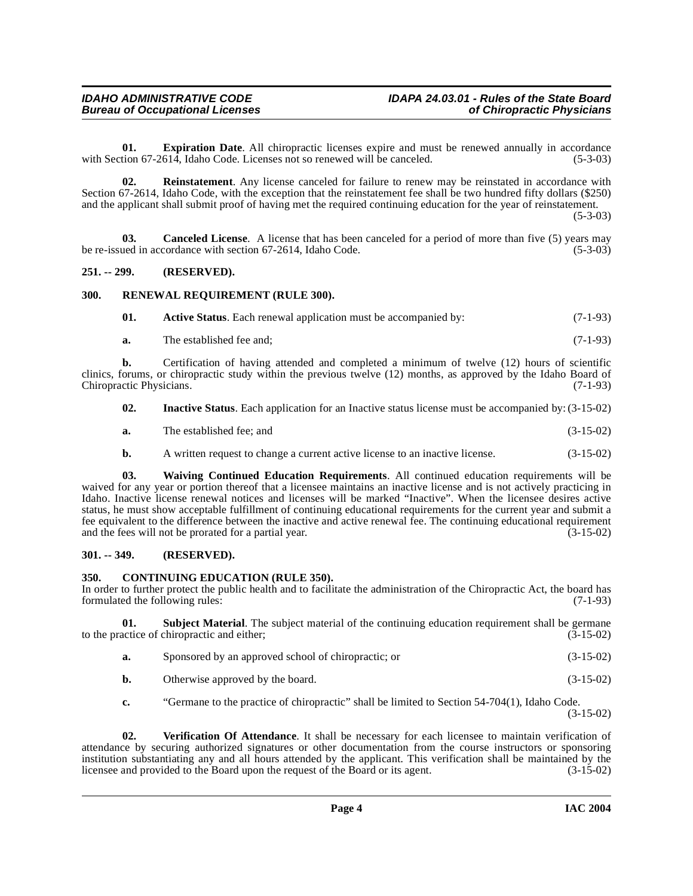**01. Expiration Date**. All chiropractic licenses expire and must be renewed annually in accordance with Section 67-2614, Idaho Code. Licenses not so renewed will be canceled. (5-3-03)

**02. Reinstatement**. Any license canceled for failure to renew may be reinstated in accordance with Section 67-2614, Idaho Code, with the exception that the reinstatement fee shall be two hundred fifty dollars ($250) and the applicant shall submit proof of having met the required continuing education for the year of reinstatement. (5-3-03)

**03. Canceled License**. A license that has been canceled for a period of more than five (5) years may be re-issued in accordance with section 67-2614, Idaho Code. (5-3-03)

**251. -- 299. (RESERVED).**

**300. RENEWAL REQUIREMENT (RULE 300).**

**01. Active Status**. Each renewal application must be accompanied by: (7-1-93)

**a.** The established fee and; (7-1-93)

**b.** Certification of having attended and completed a minimum of twelve (12) hours of scientific clinics, forums, or chiropractic study within the previous twelve (12) months, as approved by the Idaho Board of Chiropractic Physicians. (7-1-93)

**02. Inactive Status**. Each application for an Inactive status license must be accompanied by: (3-15-02)

**a.** The established fee; and (3-15-02)

**b.** A written request to change a current active license to an inactive license. (3-15-02)

**03. Waiving Continued Education Requirements**. All continued education requirements will be waived for any year or portion thereof that a licensee maintains an inactive license and is not actively practicing in Idaho. Inactive license renewal notices and licenses will be marked "Inactive". When the licensee desires active status, he must show acceptable fulfillment of continuing educational requirements for the current year and submit a fee equivalent to the difference between the inactive and active renewal fee. The continuing educational requirement and the fees will not be prorated for a partial year. (3-15-02)

**301. -- 349. (RESERVED).**

**350. CONTINUING EDUCATION (RULE 350).**

In order to further protect the public health and to facilitate the administration of the Chiropractic Act, the board has formulated the following rules: (7-1-93)

**01. Subject Material**. The subject material of the continuing education requirement shall be germane to the practice of chiropractic and either; (3-15-02)

**a.** Sponsored by an approved school of chiropractic; or (3-15-02)

**b.** Otherwise approved by the board. (3-15-02)

**c.** "Germane to the practice of chiropractic" shall be limited to Section 54-704(1), Idaho Code. (3-15-02)

**02. Verification Of Attendance**. It shall be necessary for each licensee to maintain verification of attendance by securing authorized signatures or other documentation from the course instructors or sponsoring institution substantiating any and all hours attended by the applicant. This verification shall be maintained by the licensee and provided to the Board upon the request of the Board or its agent. (3-15-02)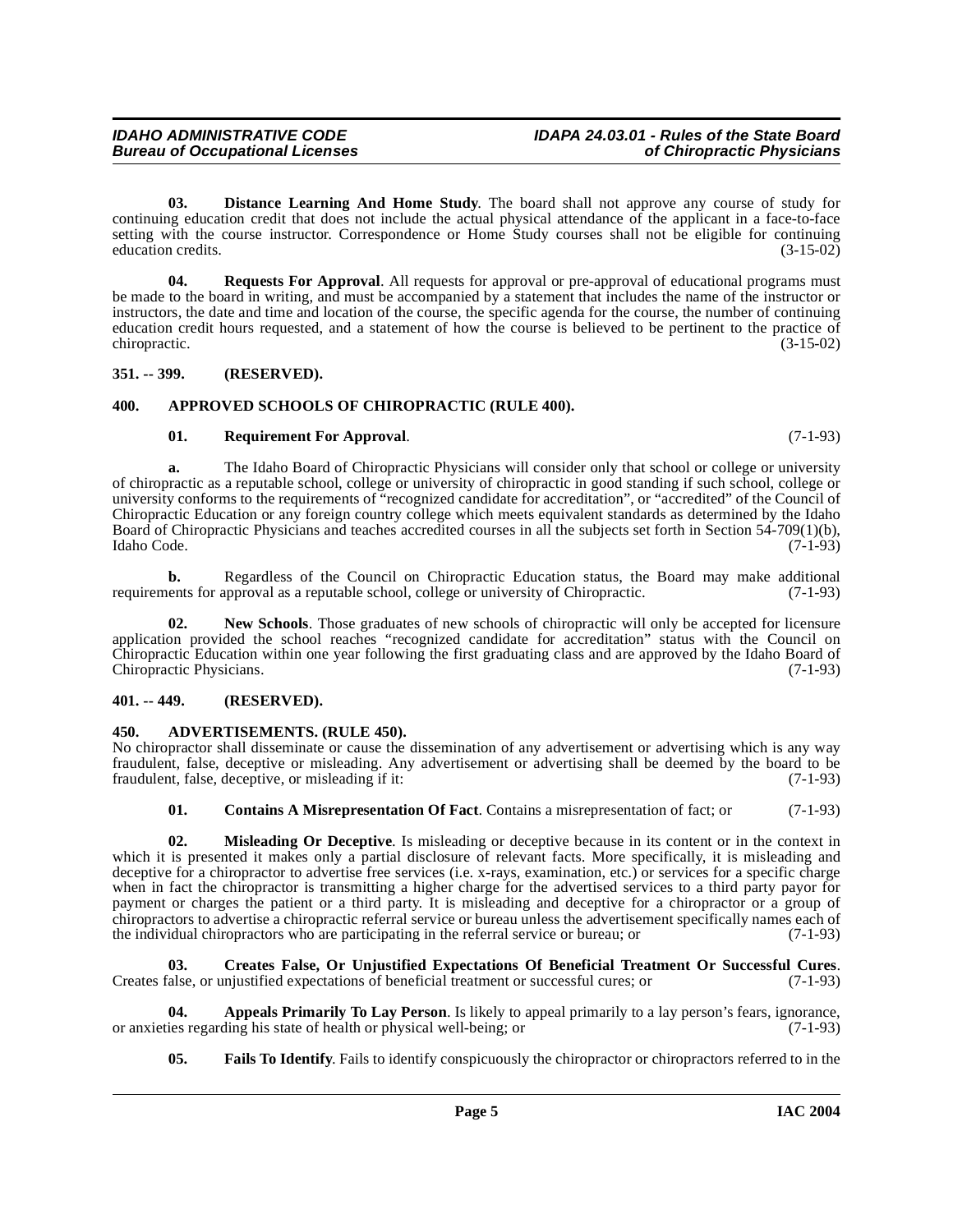**03. Distance Learning And Home Study**. The board shall not approve any course of study for continuing education credit that does not include the actual physical attendance of the applicant in a face-to-face setting with the course instructor. Correspondence or Home Study courses shall not be eligible for continuing education credits. (3-15-02)

**04. Requests For Approval**. All requests for approval or pre-approval of educational programs must be made to the board in writing, and must be accompanied by a statement that includes the name of the instructor or instructors, the date and time and location of the course, the specific agenda for the course, the number of continuing education credit hours requested, and a statement of how the course is believed to be pertinent to the practice of chiropractic. (3-15-02)

## 351. -- 399. (RESERVED).

## 400. APPROVED SCHOOLS OF CHIROPRACTIC (RULE 400).

**01. Requirement For Approval**. (7-1-93)

**a.** The Idaho Board of Chiropractic Physicians will consider only that school or college or university of chiropractic as a reputable school, college or university of chiropractic in good standing if such school, college or university conforms to the requirements of "recognized candidate for accreditation", or "accredited" of the Council of Chiropractic Education or any foreign country college which meets equivalent standards as determined by the Idaho Board of Chiropractic Physicians and teaches accredited courses in all the subjects set forth in Section 54-709(1)(b), Idaho Code. (7-1-93)

**b.** Regardless of the Council on Chiropractic Education status, the Board may make additional requirements for approval as a reputable school, college or university of Chiropractic. (7-1-93)

**02. New Schools**. Those graduates of new schools of chiropractic will only be accepted for licensure application provided the school reaches "recognized candidate for accreditation" status with the Council on Chiropractic Education within one year following the first graduating class and are approved by the Idaho Board of Chiropractic Physicians. (7-1-93)

## 401. -- 449. (RESERVED).

## 450. ADVERTISEMENTS. (RULE 450).

No chiropractor shall disseminate or cause the dissemination of any advertisement or advertising which is any way fraudulent, false, deceptive or misleading. Any advertisement or advertising shall be deemed by the board to be fraudulent, false, deceptive, or misleading if it: (7-1-93)

**01. Contains A Misrepresentation Of Fact**. Contains a misrepresentation of fact; or (7-1-93)

**02. Misleading Or Deceptive**. Is misleading or deceptive because in its content or in the context in which it is presented it makes only a partial disclosure of relevant facts. More specifically, it is misleading and deceptive for a chiropractor to advertise free services (i.e. x-rays, examination, etc.) or services for a specific charge when in fact the chiropractor is transmitting a higher charge for the advertised services to a third party payor for payment or charges the patient or a third party. It is misleading and deceptive for a chiropractor or a group of chiropractors to advertise a chiropractic referral service or bureau unless the advertisement specifically names each of the individual chiropractors who are participating in the referral service or bureau; or (7-1-93)

**03. Creates False, Or Unjustified Expectations Of Beneficial Treatment Or Successful Cures**. Creates false, or unjustified expectations of beneficial treatment or successful cures; or (7-1-93)

**04. Appeals Primarily To Lay Person**. Is likely to appeal primarily to a lay person's fears, ignorance, or anxieties regarding his state of health or physical well-being; or (7-1-93)

**05. Fails To Identify**. Fails to identify conspicuously the chiropractor or chiropractors referred to in the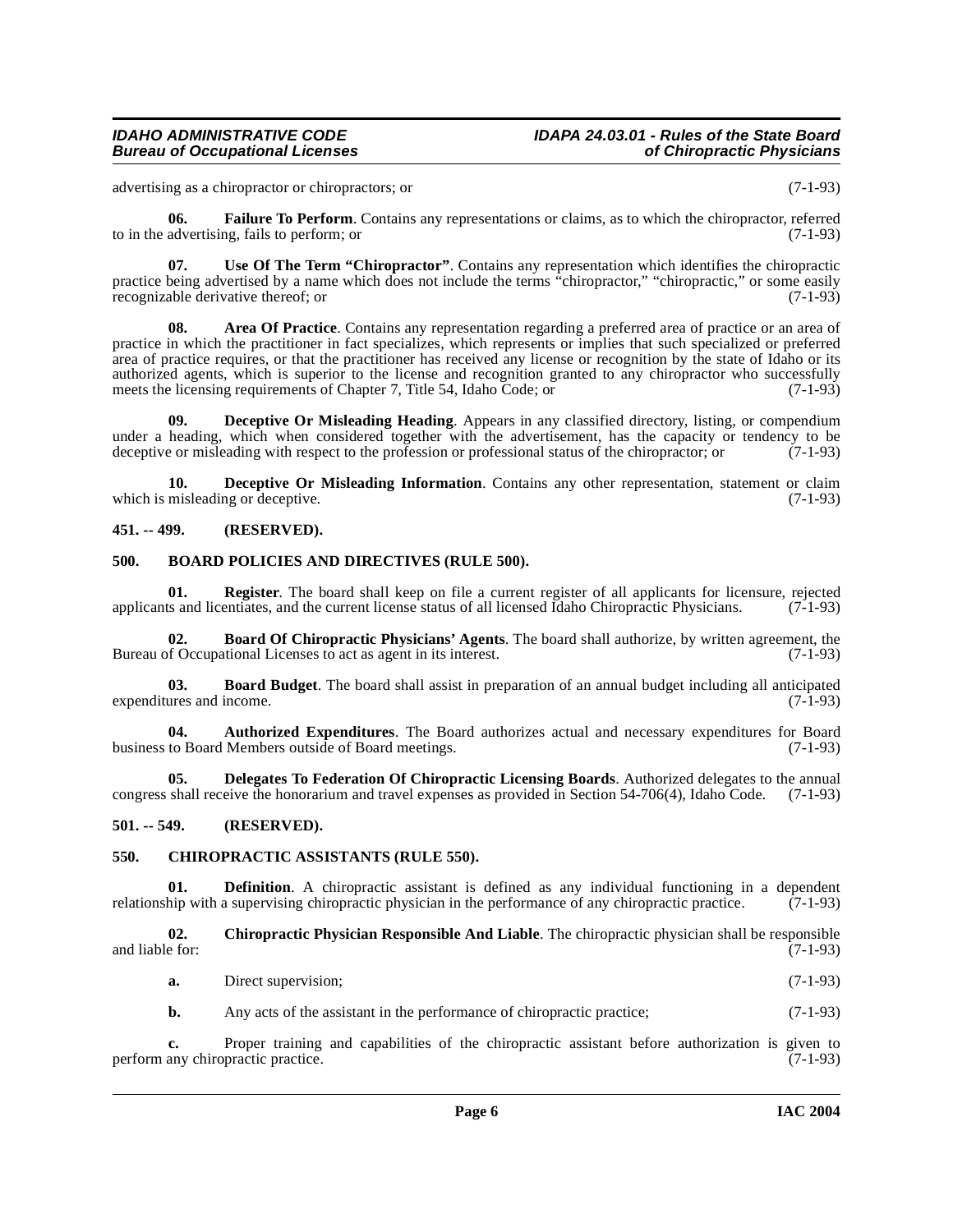advertising as a chiropractor or chiropractors; or (7-1-93)

**06. Failure To Perform**. Contains any representations or claims, as to which the chiropractor, referred to in the advertising, fails to perform; or (7-1-93)

**07. Use Of The Term "Chiropractor"**. Contains any representation which identifies the chiropractic practice being advertised by a name which does not include the terms "chiropractor," "chiropractic," or some easily recognizable derivative thereof; or (7-1-93)

**08. Area Of Practice**. Contains any representation regarding a preferred area of practice or an area of practice in which the practitioner in fact specializes, which represents or implies that such specialized or preferred area of practice requires, or that the practitioner has received any license or recognition by the state of Idaho or its authorized agents, which is superior to the license and recognition granted to any chiropractor who successfully meets the licensing requirements of Chapter 7, Title 54, Idaho Code; or (7-1-93)

**09. Deceptive Or Misleading Heading**. Appears in any classified directory, listing, or compendium under a heading, which when considered together with the advertisement, has the capacity or tendency to be deceptive or misleading with respect to the profession or professional status of the chiropractor; or (7-1-93)

**10. Deceptive Or Misleading Information**. Contains any other representation, statement or claim which is misleading or deceptive. (7-1-93)

### 451. -- 499. (RESERVED).

### 500. BOARD POLICIES AND DIRECTIVES (RULE 500).

**01. Register**. The board shall keep on file a current register of all applicants for licensure, rejected applicants and licentiates, and the current license status of all licensed Idaho Chiropractic Physicians. (7-1-93)

**02. Board Of Chiropractic Physicians' Agents**. The board shall authorize, by written agreement, the Bureau of Occupational Licenses to act as agent in its interest. (7-1-93)

**03. Board Budget**. The board shall assist in preparation of an annual budget including all anticipated expenditures and income. (7-1-93)

**04. Authorized Expenditures**. The Board authorizes actual and necessary expenditures for Board business to Board Members outside of Board meetings. (7-1-93)

**05. Delegates To Federation Of Chiropractic Licensing Boards**. Authorized delegates to the annual congress shall receive the honorarium and travel expenses as provided in Section 54-706(4), Idaho Code. (7-1-93)

### 501. -- 549. (RESERVED).

### 550. CHIROPRACTIC ASSISTANTS (RULE 550).

**01. Definition**. A chiropractic assistant is defined as any individual functioning in a dependent relationship with a supervising chiropractic physician in the performance of any chiropractic practice. (7-1-93)

**02. Chiropractic Physician Responsible And Liable**. The chiropractic physician shall be responsible and liable for: (7-1-93)

**a.** Direct supervision; (7-1-93)

**b.** Any acts of the assistant in the performance of chiropractic practice; (7-1-93)

**c.** Proper training and capabilities of the chiropractic assistant before authorization is given to perform any chiropractic practice. (7-1-93)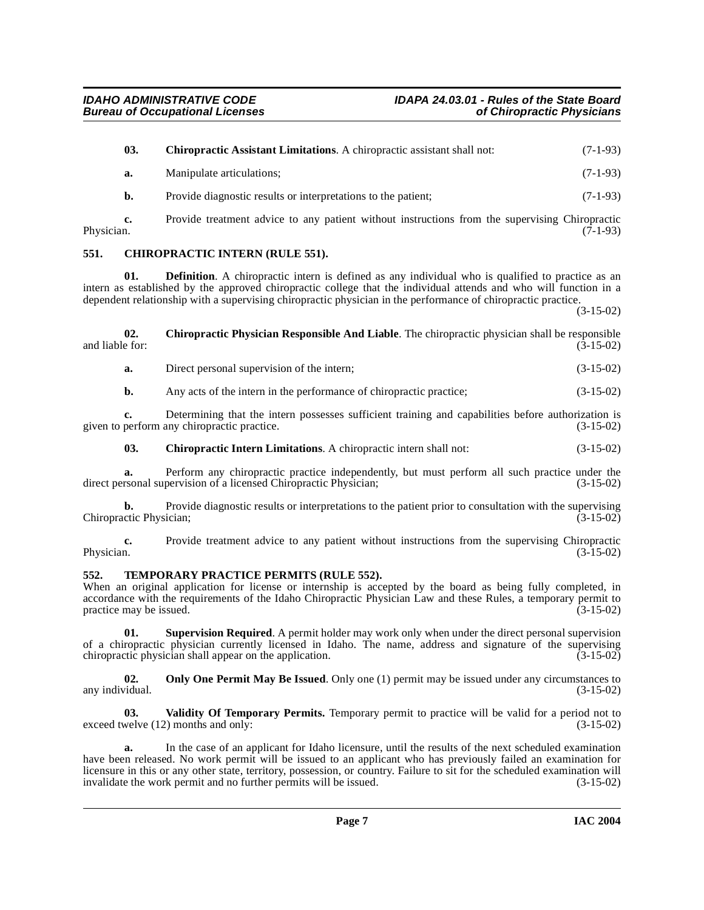**03. Chiropractic Assistant Limitations**. A chiropractic assistant shall not: (7-1-93)

**a.** Manipulate articulations; (7-1-93)

**b.** Provide diagnostic results or interpretations to the patient; (7-1-93)

**c.** Provide treatment advice to any patient without instructions from the supervising Chiropractic Physician. (7-1-93)

## 551. CHIROPRACTIC INTERN (RULE 551).

**01. Definition**. A chiropractic intern is defined as any individual who is qualified to practice as an intern as established by the approved chiropractic college that the individual attends and who will function in a dependent relationship with a supervising chiropractic physician in the performance of chiropractic practice. (3-15-02)

**02. Chiropractic Physician Responsible And Liable**. The chiropractic physician shall be responsible and liable for: (3-15-02)

**a.** Direct personal supervision of the intern; (3-15-02)

**b.** Any acts of the intern in the performance of chiropractic practice; (3-15-02)

**c.** Determining that the intern possesses sufficient training and capabilities before authorization is given to perform any chiropractic practice. (3-15-02)

**03. Chiropractic Intern Limitations**. A chiropractic intern shall not: (3-15-02)

**a.** Perform any chiropractic practice independently, but must perform all such practice under the direct personal supervision of a licensed Chiropractic Physician; (3-15-02)

**b.** Provide diagnostic results or interpretations to the patient prior to consultation with the supervising Chiropractic Physician; (3-15-02)

**c.** Provide treatment advice to any patient without instructions from the supervising Chiropractic Physician. (3-15-02)

## 552. TEMPORARY PRACTICE PERMITS (RULE 552).

When an original application for license or internship is accepted by the board as being fully completed, in accordance with the requirements of the Idaho Chiropractic Physician Law and these Rules, a temporary permit to practice may be issued. (3-15-02)

**01. Supervision Required**. A permit holder may work only when under the direct personal supervision of a chiropractic physician currently licensed in Idaho. The name, address and signature of the supervising chiropractic physician shall appear on the application. (3-15-02)

**02. Only One Permit May Be Issued**. Only one (1) permit may be issued under any circumstances to any individual. (3-15-02)

**03. Validity Of Temporary Permits.** Temporary permit to practice will be valid for a period not to exceed twelve (12) months and only: (3-15-02)

**a.** In the case of an applicant for Idaho licensure, until the results of the next scheduled examination have been released. No work permit will be issued to an applicant who has previously failed an examination for licensure in this or any other state, territory, possession, or country. Failure to sit for the scheduled examination will invalidate the work permit and no further permits will be issued. (3-15-02)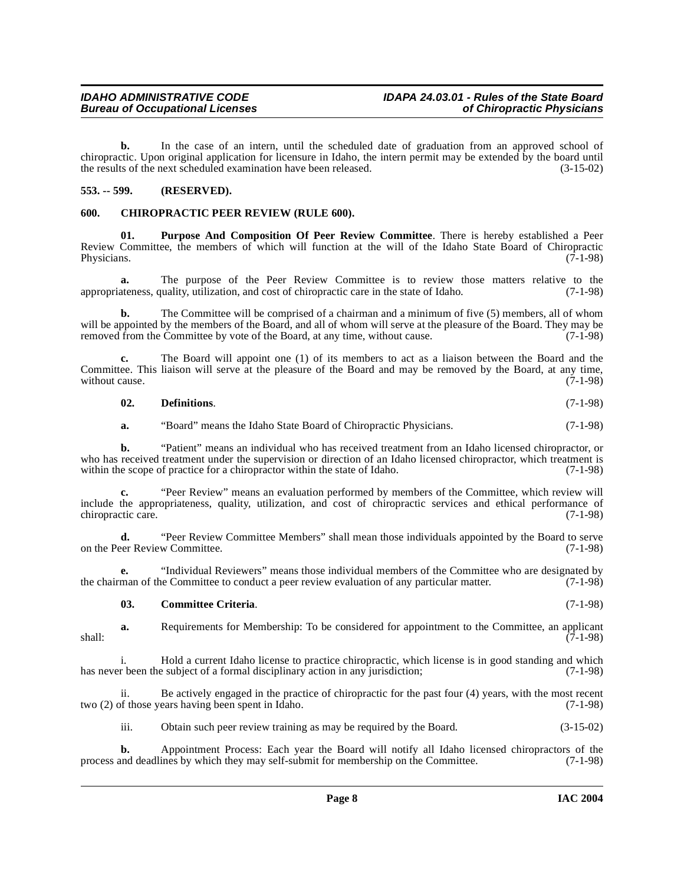**b.** In the case of an intern, until the scheduled date of graduation from an approved school of chiropractic. Upon original application for licensure in Idaho, the intern permit may be extended by the board until the results of the next scheduled examination have been released. (3-15-02)

## 553. -- 599. (RESERVED).

## 600. CHIROPRACTIC PEER REVIEW (RULE 600).

**01. Purpose And Composition Of Peer Review Committee**. There is hereby established a Peer Review Committee, the members of which will function at the will of the Idaho State Board of Chiropractic Physicians. (7-1-98)

**a.** The purpose of the Peer Review Committee is to review those matters relative to the appropriateness, quality, utilization, and cost of chiropractic care in the state of Idaho. (7-1-98)

**b.** The Committee will be comprised of a chairman and a minimum of five (5) members, all of whom will be appointed by the members of the Board, and all of whom will serve at the pleasure of the Board. They may be removed from the Committee by vote of the Board, at any time, without cause. (7-1-98)

**c.** The Board will appoint one (1) of its members to act as a liaison between the Board and the Committee. This liaison will serve at the pleasure of the Board and may be removed by the Board, at any time, without cause. (7-1-98)

**02. Definitions**. (7-1-98)

**a.** "Board" means the Idaho State Board of Chiropractic Physicians. (7-1-98)

**b.** "Patient" means an individual who has received treatment from an Idaho licensed chiropractor, or who has received treatment under the supervision or direction of an Idaho licensed chiropractor, which treatment is within the scope of practice for a chiropractor within the state of Idaho. (7-1-98)

**c.** "Peer Review" means an evaluation performed by members of the Committee, which review will include the appropriateness, quality, utilization, and cost of chiropractic services and ethical performance of chiropractic care. (7-1-98)

**d.** "Peer Review Committee Members" shall mean those individuals appointed by the Board to serve on the Peer Review Committee. (7-1-98)

**e.** "Individual Reviewers" means those individual members of the Committee who are designated by the chairman of the Committee to conduct a peer review evaluation of any particular matter. (7-1-98)

**03. Committee Criteria**. (7-1-98)

**a.** Requirements for Membership: To be considered for appointment to the Committee, an applicant shall: (7-1-98)

i. Hold a current Idaho license to practice chiropractic, which license is in good standing and which has never been the subject of a formal disciplinary action in any jurisdiction; (7-1-98)

ii. Be actively engaged in the practice of chiropractic for the past four (4) years, with the most recent two (2) of those years having been spent in Idaho. (7-1-98)

iii. Obtain such peer review training as may be required by the Board. (3-15-02)

**b.** Appointment Process: Each year the Board will notify all Idaho licensed chiropractors of the process and deadlines by which they may self-submit for membership on the Committee. (7-1-98)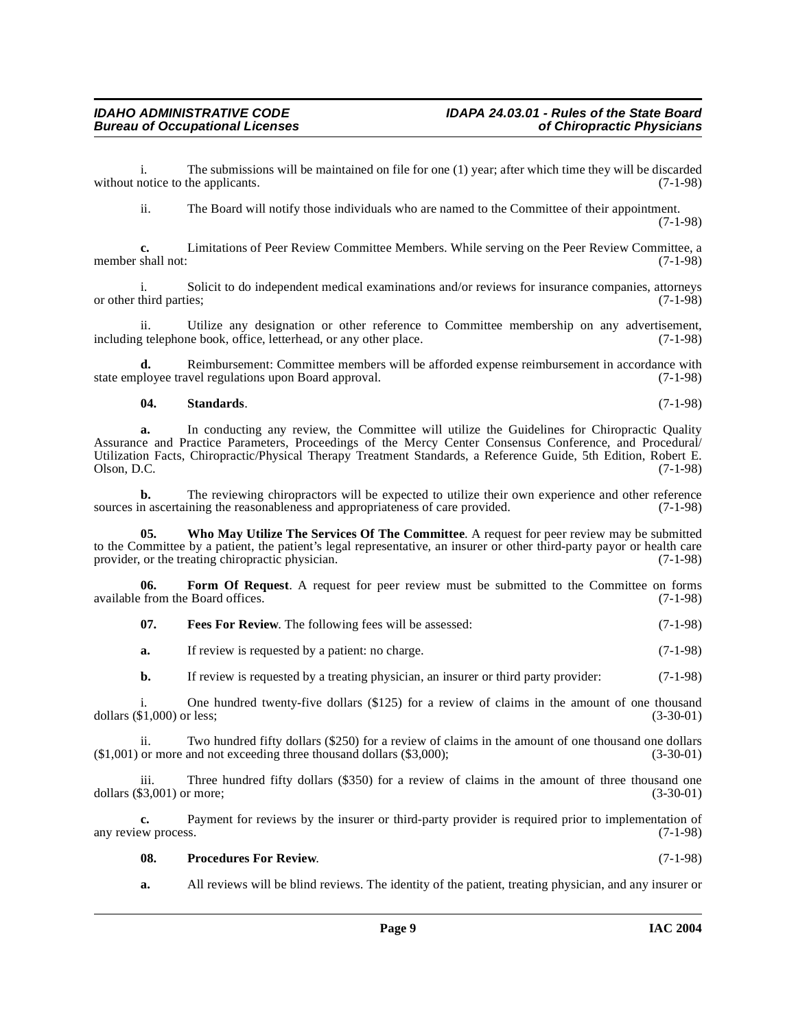i. The submissions will be maintained on file for one (1) year; after which time they will be discarded without notice to the applicants. (7-1-98)

ii. The Board will notify those individuals who are named to the Committee of their appointment. (7-1-98)

**c.** Limitations of Peer Review Committee Members. While serving on the Peer Review Committee, a member shall not: (7-1-98)

i. Solicit to do independent medical examinations and/or reviews for insurance companies, attorneys or other third parties; (7-1-98)

ii. Utilize any designation or other reference to Committee membership on any advertisement, including telephone book, office, letterhead, or any other place. (7-1-98)

**d.** Reimbursement: Committee members will be afforded expense reimbursement in accordance with state employee travel regulations upon Board approval. (7-1-98)

**04. Standards**. (7-1-98)

**a.** In conducting any review, the Committee will utilize the Guidelines for Chiropractic Quality Assurance and Practice Parameters, Proceedings of the Mercy Center Consensus Conference, and Procedural/Utilization Facts, Chiropractic/Physical Therapy Treatment Standards, a Reference Guide, 5th Edition, Robert E. Olson, D.C. (7-1-98)

**b.** The reviewing chiropractors will be expected to utilize their own experience and other reference sources in ascertaining the reasonableness and appropriateness of care provided. (7-1-98)

**05. Who May Utilize The Services Of The Committee**. A request for peer review may be submitted to the Committee by a patient, the patient's legal representative, an insurer or other third-party payor or health care provider, or the treating chiropractic physician. (7-1-98)

**06. Form Of Request**. A request for peer review must be submitted to the Committee on forms available from the Board offices. (7-1-98)

**07. Fees For Review**. The following fees will be assessed: (7-1-98)

**a.** If review is requested by a patient: no charge. (7-1-98)

**b.** If review is requested by a treating physician, an insurer or third party provider: (7-1-98)

i. One hundred twenty-five dollars ($125) for a review of claims in the amount of one thousand dollars ($1,000) or less; (3-30-01)

ii. Two hundred fifty dollars ($250) for a review of claims in the amount of one thousand one dollars ($1,001) or more and not exceeding three thousand dollars ($3,000); (3-30-01)

iii. Three hundred fifty dollars ($350) for a review of claims in the amount of three thousand one dollars ($3,001) or more; (3-30-01)

**c.** Payment for reviews by the insurer or third-party provider is required prior to implementation of any review process. (7-1-98)

**08. Procedures For Review**. (7-1-98)

**a.** All reviews will be blind reviews. The identity of the patient, treating physician, and any insurer or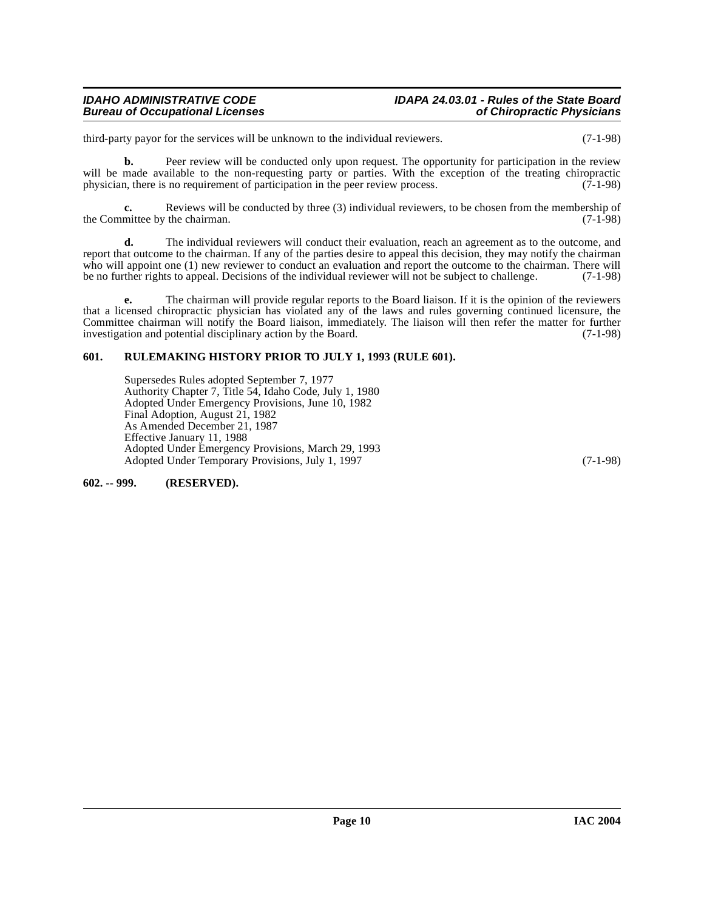third-party payor for the services will be unknown to the individual reviewers. (7-1-98)

**b.** Peer review will be conducted only upon request. The opportunity for participation in the review will be made available to the non-requesting party or parties. With the exception of the treating chiropractic physician, there is no requirement of participation in the peer review process. (7-1-98)

**c.** Reviews will be conducted by three (3) individual reviewers, to be chosen from the membership of the Committee by the chairman. (7-1-98)

**d.** The individual reviewers will conduct their evaluation, reach an agreement as to the outcome, and report that outcome to the chairman. If any of the parties desire to appeal this decision, they may notify the chairman who will appoint one (1) new reviewer to conduct an evaluation and report the outcome to the chairman. There will be no further rights to appeal. Decisions of the individual reviewer will not be subject to challenge. (7-1-98)

**e.** The chairman will provide regular reports to the Board liaison. If it is the opinion of the reviewers that a licensed chiropractic physician has violated any of the laws and rules governing continued licensure, the Committee chairman will notify the Board liaison, immediately. The liaison will then refer the matter for further investigation and potential disciplinary action by the Board. (7-1-98)

**601. RULEMAKING HISTORY PRIOR TO JULY 1, 1993 (RULE 601).**

Supersedes Rules adopted September 7, 1977
Authority Chapter 7, Title 54, Idaho Code, July 1, 1980
Adopted Under Emergency Provisions, June 10, 1982
Final Adoption, August 21, 1982
As Amended December 21, 1987
Effective January 11, 1988
Adopted Under Emergency Provisions, March 29, 1993
Adopted Under Temporary Provisions, July 1, 1997 (7-1-98)

**602. -- 999. (RESERVED).**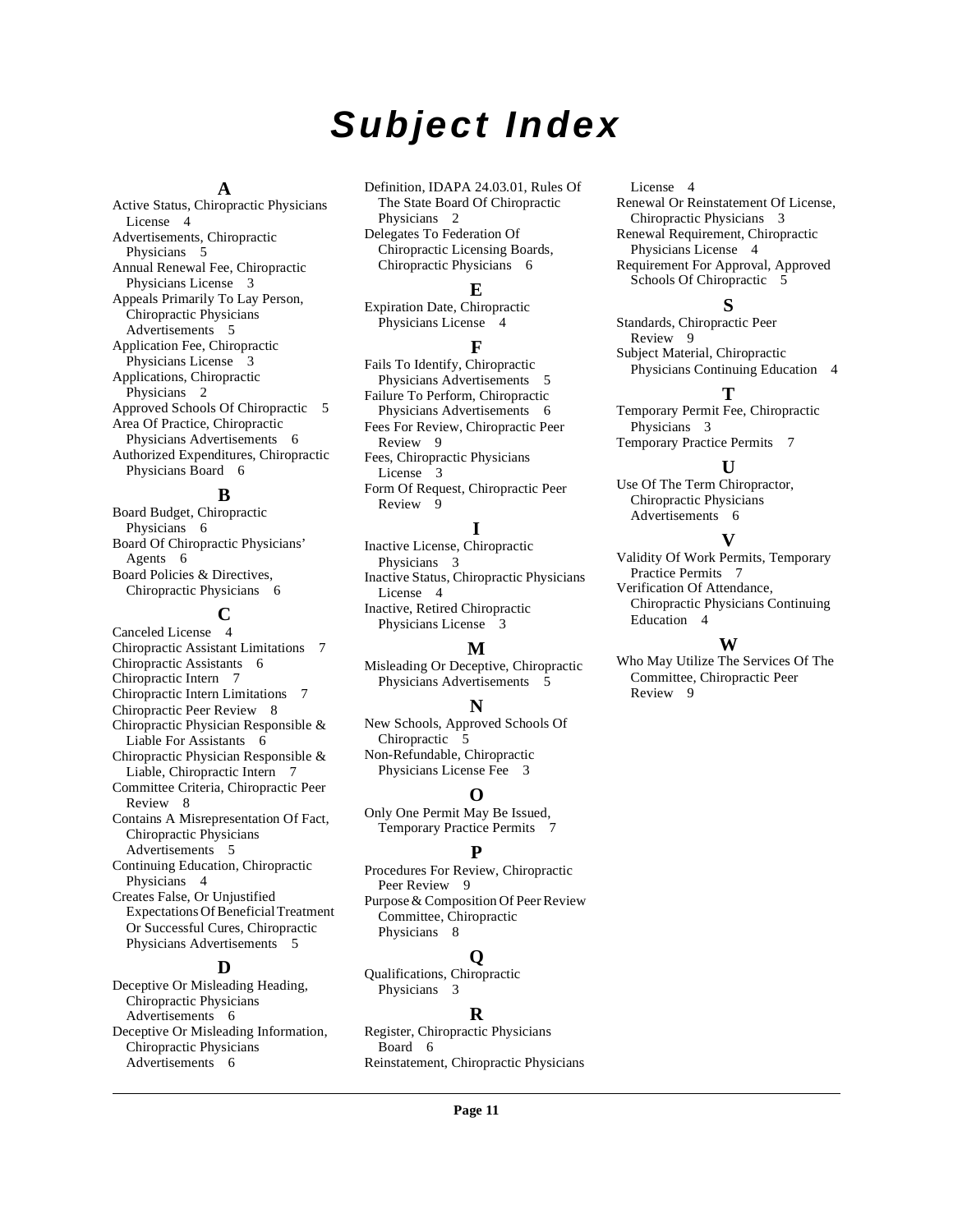# Subject Index

## A

Active Status, Chiropractic Physicians License 4
Advertisements, Chiropractic Physicians 5
Annual Renewal Fee, Chiropractic Physicians License 3
Appeals Primarily To Lay Person, Chiropractic Physicians Advertisements 5
Application Fee, Chiropractic Physicians License 3
Applications, Chiropractic Physicians 2
Approved Schools Of Chiropractic 5
Area Of Practice, Chiropractic Physicians Advertisements 6
Authorized Expenditures, Chiropractic Physicians Board 6

## B

Board Budget, Chiropractic Physicians 6
Board Of Chiropractic Physicians' Agents 6
Board Policies & Directives, Chiropractic Physicians 6

## C

Canceled License 4
Chiropractic Assistant Limitations 7
Chiropractic Assistants 6
Chiropractic Intern 7
Chiropractic Intern Limitations 7
Chiropractic Peer Review 8
Chiropractic Physician Responsible & Liable For Assistants 6
Chiropractic Physician Responsible & Liable, Chiropractic Intern 7
Committee Criteria, Chiropractic Peer Review 8
Contains A Misrepresentation Of Fact, Chiropractic Physicians Advertisements 5
Continuing Education, Chiropractic Physicians 4
Creates False, Or Unjustified Expectations Of Beneficial Treatment Or Successful Cures, Chiropractic Physicians Advertisements 5

## D

Deceptive Or Misleading Heading, Chiropractic Physicians Advertisements 6
Deceptive Or Misleading Information, Chiropractic Physicians Advertisements 6
Definition, IDAPA 24.03.01, Rules Of The State Board Of Chiropractic Physicians 2
Delegates To Federation Of Chiropractic Licensing Boards, Chiropractic Physicians 6

## E

Expiration Date, Chiropractic Physicians License 4

## F

Fails To Identify, Chiropractic Physicians Advertisements 5
Failure To Perform, Chiropractic Physicians Advertisements 6
Fees For Review, Chiropractic Peer Review 9
Fees, Chiropractic Physicians License 3
Form Of Request, Chiropractic Peer Review 9

## I

Inactive License, Chiropractic Physicians 3
Inactive Status, Chiropractic Physicians License 4
Inactive, Retired Chiropractic Physicians License 3

## M

Misleading Or Deceptive, Chiropractic Physicians Advertisements 5

## N

New Schools, Approved Schools Of Chiropractic 5
Non-Refundable, Chiropractic Physicians License Fee 3

## O

Only One Permit May Be Issued, Temporary Practice Permits 7

## P

Procedures For Review, Chiropractic Peer Review 9
Purpose & Composition Of Peer Review Committee, Chiropractic Physicians 8

## Q

Qualifications, Chiropractic Physicians 3

## R

Register, Chiropractic Physicians Board 6
Reinstatement, Chiropractic Physicians License 4
Renewal Or Reinstatement Of License, Chiropractic Physicians 3
Renewal Requirement, Chiropractic Physicians License 4
Requirement For Approval, Approved Schools Of Chiropractic 5

## S

Standards, Chiropractic Peer Review 9
Subject Material, Chiropractic Physicians Continuing Education 4

## T

Temporary Permit Fee, Chiropractic Physicians 3
Temporary Practice Permits 7

## U

Use Of The Term Chiropractor, Chiropractic Physicians Advertisements 6

## V

Validity Of Work Permits, Temporary Practice Permits 7
Verification Of Attendance, Chiropractic Physicians Continuing Education 4

## W

Who May Utilize The Services Of The Committee, Chiropractic Peer Review 9